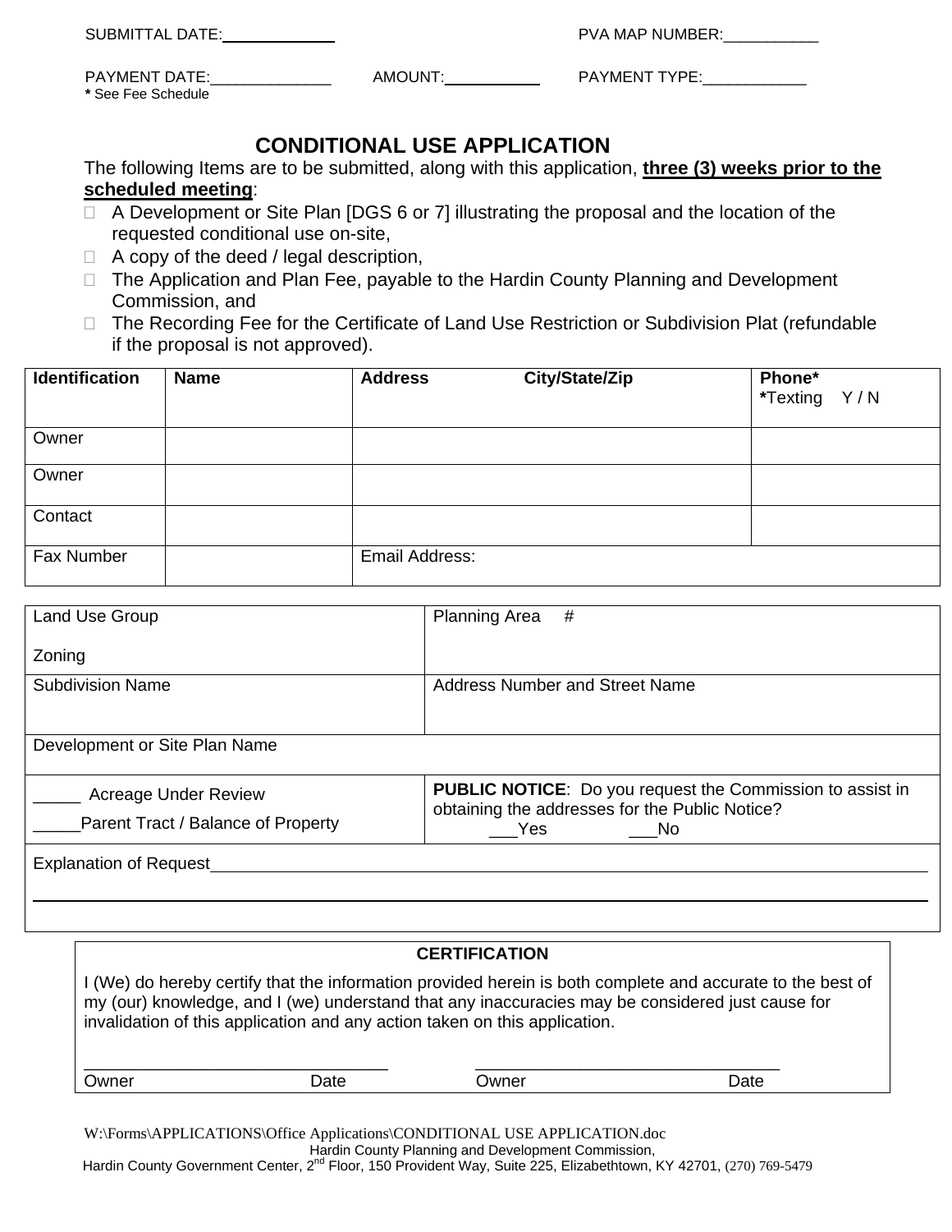SUBMITTAL DATE:\_\_\_\_\_\_\_\_\_\_\_\_ PVA MAP NUMBER:\_\_\_\_\_\_\_\_\_\_\_

PAYMENT DATE:\_\_\_\_\_\_\_\_\_\_\_\_\_\_ AMOUNT:\_\_\_\_\_\_\_\_\_\_\_ PAYMENT TYPE:\_\_\_\_\_\_\_\_\_\_\_\_

**\*** See Fee Schedule

# CONDITIONAL USE APPLICATION

The following Items are to be submitted, along with this application, **three (3) weeks prior to the scheduled meeting**:

- ☐ A Development or Site Plan [DGS 6 or 7] illustrating the proposal and the location of the requested conditional use on-site,
- ☐ A copy of the deed / legal description,
- ☐ The Application and Plan Fee, payable to the Hardin County Planning and Development Commission, and
- ☐ The Recording Fee for the Certificate of Land Use Restriction or Subdivision Plat (refundable if the proposal is not approved).

| **Identification** | **Name** | **Address** **City/State/Zip** | **Phone\*** **\***Texting Y / N |
|---|---|---|---|
| Owner | | | |
| Owner | | | |
| Contact | | | |
| Fax Number | | Email Address: | |

| | |
|---|---|
| Land Use Group<br><br>Zoning | Planning Area # |
| Subdivision Name | Address Number and Street Name |
| Development or Site Plan Name | |
| \_\_\_\_\_ Acreage Under Review<br>\_\_\_\_\_Parent Tract / Balance of Property | **PUBLIC NOTICE**: Do you request the Commission to assist in obtaining the addresses for the Public Notice?<br>\_\_\_Yes \_\_\_No |
| Explanation of Request | |

**CERTIFICATION**

I (We) do hereby certify that the information provided herein is both complete and accurate to the best of my (our) knowledge, and I (we) understand that any inaccuracies may be considered just cause for invalidation of this application and any action taken on this application.

\_\_\_\_\_\_\_\_\_\_\_\_\_\_\_\_\_\_\_\_\_\_\_\_\_\_\_\_\_\_ \_\_\_\_\_\_\_\_\_\_\_\_\_\_\_\_\_\_\_\_\_\_\_\_\_\_\_\_\_\_

Owner Date Owner Date

W:\Forms\APPLICATIONS\Office Applications\CONDITIONAL USE APPLICATION.doc

Hardin County Planning and Development Commission,
Hardin County Government Center, 2nd Floor, 150 Provident Way, Suite 225, Elizabethtown, KY 42701, (270) 769-5479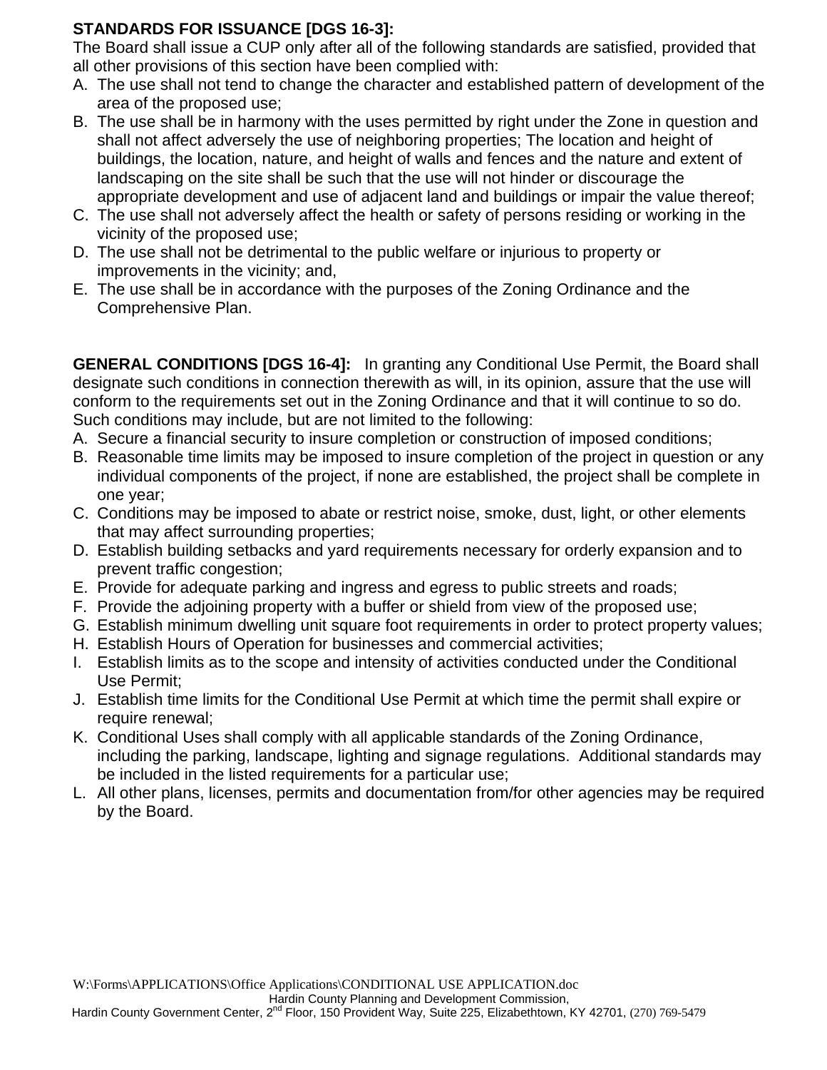**STANDARDS FOR ISSUANCE [DGS 16-3]:**
The Board shall issue a CUP only after all of the following standards are satisfied, provided that all other provisions of this section have been complied with:

A. The use shall not tend to change the character and established pattern of development of the area of the proposed use;
B. The use shall be in harmony with the uses permitted by right under the Zone in question and shall not affect adversely the use of neighboring properties; The location and height of buildings, the location, nature, and height of walls and fences and the nature and extent of landscaping on the site shall be such that the use will not hinder or discourage the appropriate development and use of adjacent land and buildings or impair the value thereof;
C. The use shall not adversely affect the health or safety of persons residing or working in the vicinity of the proposed use;
D. The use shall not be detrimental to the public welfare or injurious to property or improvements in the vicinity; and,
E. The use shall be in accordance with the purposes of the Zoning Ordinance and the Comprehensive Plan.

**GENERAL CONDITIONS [DGS 16-4]:** In granting any Conditional Use Permit, the Board shall designate such conditions in connection therewith as will, in its opinion, assure that the use will conform to the requirements set out in the Zoning Ordinance and that it will continue to so do. Such conditions may include, but are not limited to the following:

A. Secure a financial security to insure completion or construction of imposed conditions;
B. Reasonable time limits may be imposed to insure completion of the project in question or any individual components of the project, if none are established, the project shall be complete in one year;
C. Conditions may be imposed to abate or restrict noise, smoke, dust, light, or other elements that may affect surrounding properties;
D. Establish building setbacks and yard requirements necessary for orderly expansion and to prevent traffic congestion;
E. Provide for adequate parking and ingress and egress to public streets and roads;
F. Provide the adjoining property with a buffer or shield from view of the proposed use;
G. Establish minimum dwelling unit square foot requirements in order to protect property values;
H. Establish Hours of Operation for businesses and commercial activities;
I. Establish limits as to the scope and intensity of activities conducted under the Conditional Use Permit;
J. Establish time limits for the Conditional Use Permit at which time the permit shall expire or require renewal;
K. Conditional Uses shall comply with all applicable standards of the Zoning Ordinance, including the parking, landscape, lighting and signage regulations. Additional standards may be included in the listed requirements for a particular use;
L. All other plans, licenses, permits and documentation from/for other agencies may be required by the Board.